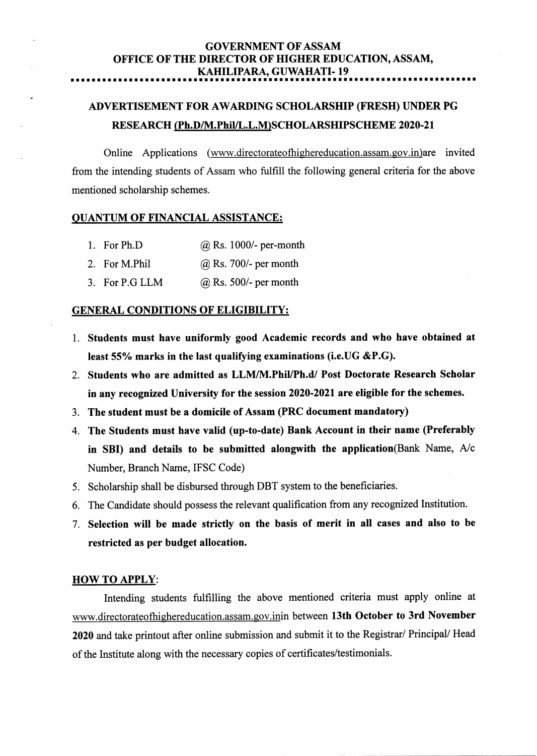**GOVERNMENT OF ASSAM**
**OFFICE OF THE DIRECTOR OF HIGHER EDUCATION, ASSAM,**
**KAHILIPARA, GUWAHATI- 19**

## ADVERTISEMENT FOR AWARDING SCHOLARSHIP (FRESH) UNDER PG RESEARCH (Ph.D/M.Phil/L.L.M)SCHOLARSHIPSCHEME 2020-21

Online Applications (www.directorateofhighereducation.assam.gov.in)are invited from the intending students of Assam who fulfill the following general criteria for the above mentioned scholarship schemes.

### QUANTUM OF FINANCIAL ASSISTANCE:

1. For Ph.D @ Rs. 1000/- per-month
2. For M.Phil @ Rs. 700/- per month
3. For P.G LLM @ Rs. 500/- per month

### GENERAL CONDITIONS OF ELIGIBILITY:

1. **Students must have uniformly good Academic records and who have obtained at least 55% marks in the last qualifying examinations (i.e.UG &P.G).**
2. **Students who are admitted as LLM/M.Phil/Ph.d/ Post Doctorate Research Scholar in any recognized University for the session 2020-2021 are eligible for the schemes.**
3. **The student must be a domicile of Assam (PRC document mandatory)**
4. **The Students must have valid (up-to-date) Bank Account in their name (Preferably in SBI) and details to be submitted alongwith the application**(Bank Name, A/c Number, Branch Name, IFSC Code)
5. Scholarship shall be disbursed through DBT system to the beneficiaries.
6. The Candidate should possess the relevant qualification from any recognized Institution.
7. **Selection will be made strictly on the basis of merit in all cases and also to be restricted as per budget allocation.**

### HOW TO APPLY:

Intending students fulfilling the above mentioned criteria must apply online at www.directorateofhighereducation.assam.gov.inin between **13th October to 3rd November 2020** and take printout after online submission and submit it to the Registrar/ Principal/ Head of the Institute along with the necessary copies of certificates/testimonials.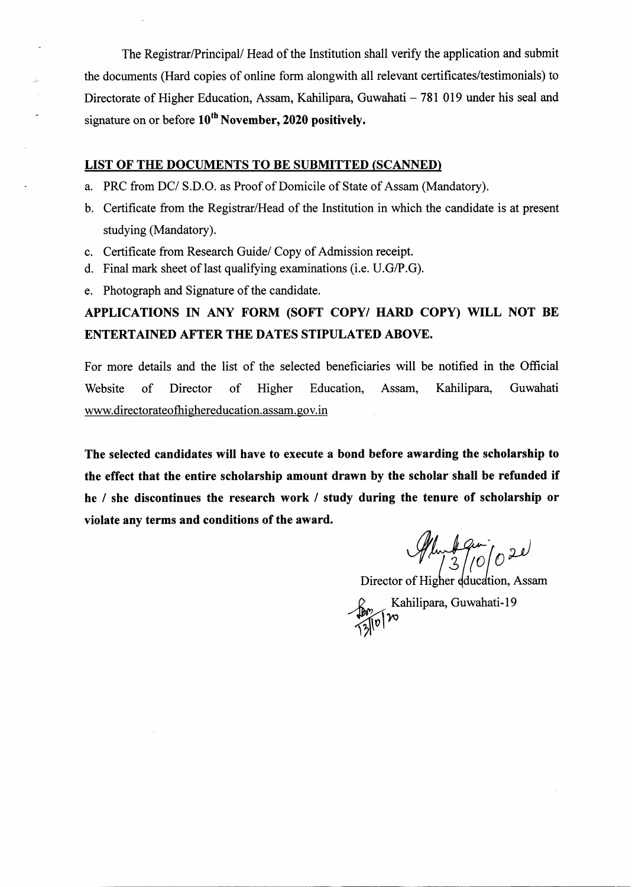The Registrar/Principal/ Head of the Institution shall verify the application and submit the documents (Hard copies of online form alongwith all relevant certificates/testimonials) to Directorate of Higher Education, Assam, Kahilipara, Guwahati – 781 019 under his seal and signature on or before **10th November, 2020 positively.**

## LIST OF THE DOCUMENTS TO BE SUBMITTED (SCANNED)

a. PRC from DC/ S.D.O. as Proof of Domicile of State of Assam (Mandatory).

b. Certificate from the Registrar/Head of the Institution in which the candidate is at present studying (Mandatory).

c. Certificate from Research Guide/ Copy of Admission receipt.

d. Final mark sheet of last qualifying examinations (i.e. U.G/P.G).

e. Photograph and Signature of the candidate.

**APPLICATIONS IN ANY FORM (SOFT COPY/ HARD COPY) WILL NOT BE ENTERTAINED AFTER THE DATES STIPULATED ABOVE.**

For more details and the list of the selected beneficiaries will be notified in the Official Website of Director of Higher Education, Assam, Kahilipara, Guwahati www.directorateofhighereducation.assam.gov.in

**The selected candidates will have to execute a bond before awarding the scholarship to the effect that the entire scholarship amount drawn by the scholar shall be refunded if he / she discontinues the research work / study during the tenure of scholarship or violate any terms and conditions of the award.**

13/10/020

Director of Higher education, Assam

Kahilipara, Guwahati-19

13/10/20